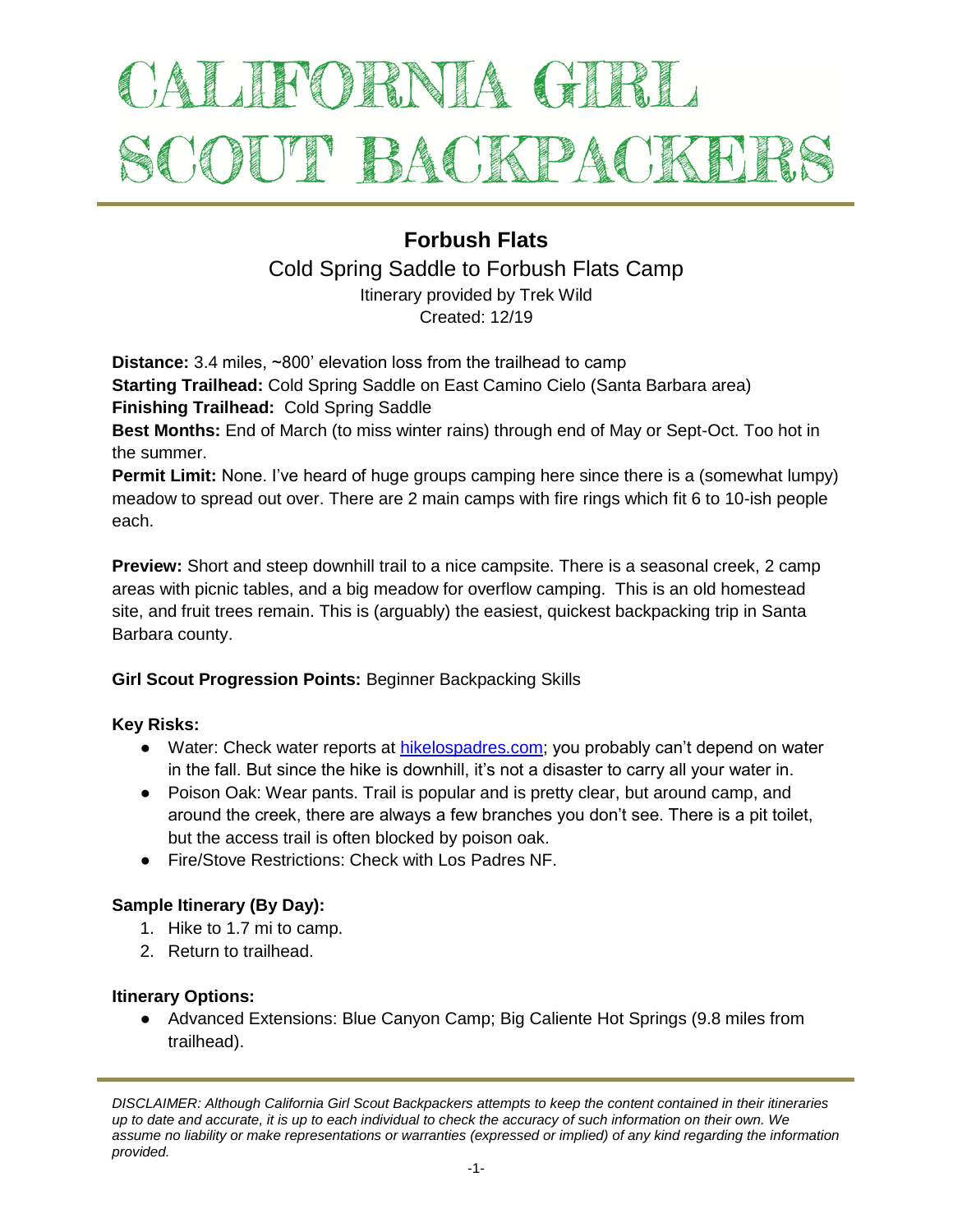# CALIFORNIA GIRL SCOUT BACKPACKERS

## Forbush Flats

### Cold Spring Saddle to Forbush Flats Camp

Itinerary provided by Trek Wild
Created: 12/19

**Distance:** 3.4 miles, ~800' elevation loss from the trailhead to camp
**Starting Trailhead:** Cold Spring Saddle on East Camino Cielo (Santa Barbara area)
**Finishing Trailhead:** Cold Spring Saddle
**Best Months:** End of March (to miss winter rains) through end of May or Sept-Oct. Too hot in the summer.
**Permit Limit:** None. I've heard of huge groups camping here since there is a (somewhat lumpy) meadow to spread out over. There are 2 main camps with fire rings which fit 6 to 10-ish people each.

**Preview:** Short and steep downhill trail to a nice campsite. There is a seasonal creek, 2 camp areas with picnic tables, and a big meadow for overflow camping. This is an old homestead site, and fruit trees remain. This is (arguably) the easiest, quickest backpacking trip in Santa Barbara county.

**Girl Scout Progression Points:** Beginner Backpacking Skills

**Key Risks:**

- Water: Check water reports at hikelospadres.com; you probably can't depend on water in the fall. But since the hike is downhill, it's not a disaster to carry all your water in.
- Poison Oak: Wear pants. Trail is popular and is pretty clear, but around camp, and around the creek, there are always a few branches you don't see. There is a pit toilet, but the access trail is often blocked by poison oak.
- Fire/Stove Restrictions: Check with Los Padres NF.

**Sample Itinerary (By Day):**

1. Hike to 1.7 mi to camp.
2. Return to trailhead.

**Itinerary Options:**

- Advanced Extensions: Blue Canyon Camp; Big Caliente Hot Springs (9.8 miles from trailhead).

*DISCLAIMER: Although California Girl Scout Backpackers attempts to keep the content contained in their itineraries up to date and accurate, it is up to each individual to check the accuracy of such information on their own. We assume no liability or make representations or warranties (expressed or implied) of any kind regarding the information provided.*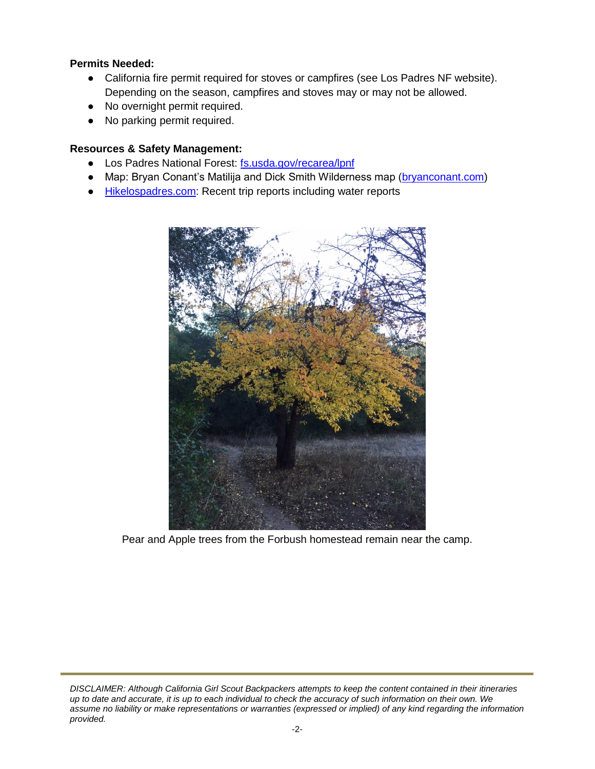**Permits Needed:**

- California fire permit required for stoves or campfires (see Los Padres NF website). Depending on the season, campfires and stoves may or may not be allowed.
- No overnight permit required.
- No parking permit required.

**Resources & Safety Management:**

- Los Padres National Forest: fs.usda.gov/recarea/lpnf
- Map: Bryan Conant's Matilija and Dick Smith Wilderness map (bryanconant.com)
- Hikelospadres.com: Recent trip reports including water reports

Pear and Apple trees from the Forbush homestead remain near the camp.

*DISCLAIMER: Although California Girl Scout Backpackers attempts to keep the content contained in their itineraries up to date and accurate, it is up to each individual to check the accuracy of such information on their own. We assume no liability or make representations or warranties (expressed or implied) of any kind regarding the information provided.*